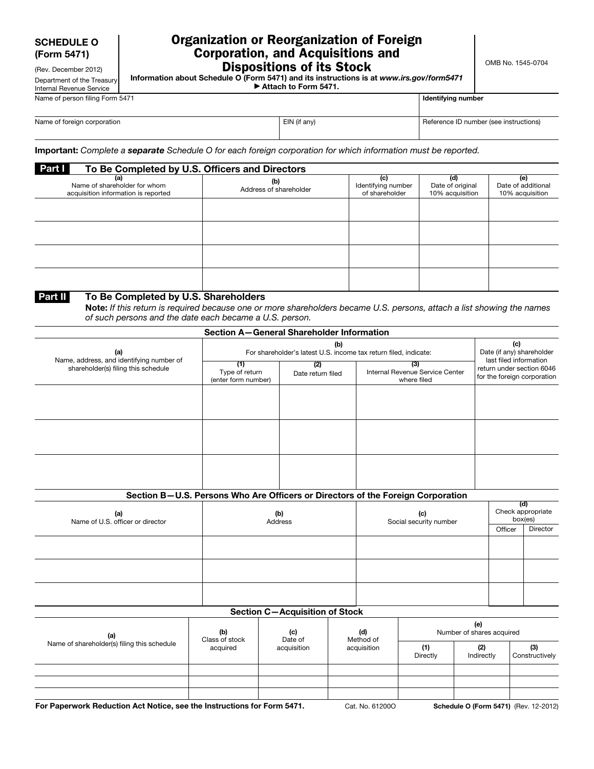**SCHEDULE O (Form 5471)**

(Rev. December 2012)

Department of the Treasury
Internal Revenue Service

# Organization or Reorganization of Foreign Corporation, and Acquisitions and Dispositions of its Stock

**Information about Schedule O (Form 5471) and its instructions is at *www.irs.gov/form5471***

**▶ Attach to Form 5471.**

OMB No. 1545-0704

| Name of person filing Form 5471 | | Identifying number |
|---|---|---|
| | | |
| **Name of foreign corporation** | **EIN (if any)** | **Reference ID number (see instructions)** |
| | | |

**Important:** *Complete a **separate** Schedule O for each foreign corporation for which information must be reported.*

## Part I To Be Completed by U.S. Officers and Directors

| (a) Name of shareholder for whom acquisition information is reported | (b) Address of shareholder | (c) Identifying number of shareholder | (d) Date of original 10% acquisition | (e) Date of additional 10% acquisition |
|---|---|---|---|---|
| | | | | |
| | | | | |
| | | | | |
| | | | | |

## Part II To Be Completed by U.S. Shareholders

**Note:** *If this return is required because one or more shareholders became U.S. persons, attach a list showing the names of such persons and the date each became a U.S. person.*

### Section A—General Shareholder Information

| (a) Name, address, and identifying number of shareholder(s) filing this schedule | (b) For shareholder's latest U.S. income tax return filed, indicate: | | | (c) Date (if any) shareholder last filed information return under section 6046 for the foreign corporation |
|---|---|---|---|---|
| | (1) Type of return (enter form number) | (2) Date return filed | (3) Internal Revenue Service Center where filed | |
| | | | | |
| | | | | |
| | | | | |

### Section B—U.S. Persons Who Are Officers or Directors of the Foreign Corporation

| (a) Name of U.S. officer or director | (b) Address | (c) Social security number | (d) Check appropriate box(es) | |
|---|---|---|---|---|
| | | | Officer | Director |
| | | | | |
| | | | | |
| | | | | |

### Section C—Acquisition of Stock

| (a) Name of shareholder(s) filing this schedule | (b) Class of stock acquired | (c) Date of acquisition | (d) Method of acquisition | (e) Number of shares acquired | | |
|---|---|---|---|---|---|---|
| | | | | (1) Directly | (2) Indirectly | (3) Constructively |
| | | | | | | |
| | | | | | | |
| | | | | | | |

**For Paperwork Reduction Act Notice, see the Instructions for Form 5471.** Cat. No. 61200O **Schedule O (Form 5471)** (Rev. 12-2012)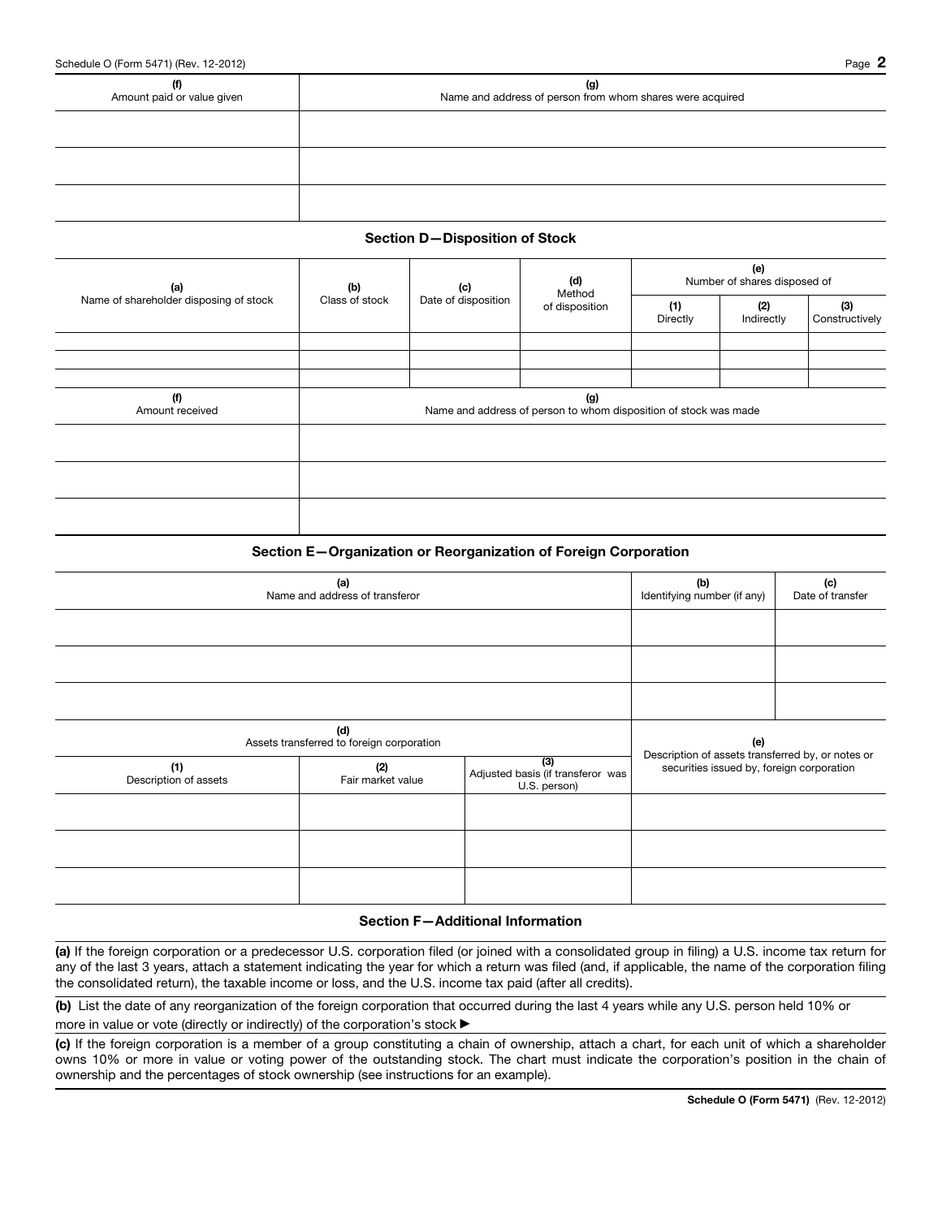| (f) Amount paid or value given | (g) Name and address of person from whom shares were acquired |
|---|---|
| | |
| | |
| | |

## Section D—Disposition of Stock

| (a) Name of shareholder disposing of stock | (b) Class of stock | (c) Date of disposition | (d) Method of disposition | (e) Number of shares disposed of | | |
|---|---|---|---|---|---|---|
| | | | | (1) Directly | (2) Indirectly | (3) Constructively |
| | | | | | | |
| | | | | | | |
| | | | | | | |

| (f) Amount received | (g) Name and address of person to whom disposition of stock was made |
|---|---|
| | |
| | |
| | |

## Section E—Organization or Reorganization of Foreign Corporation

| (a) Name and address of transferor | (b) Identifying number (if any) | (c) Date of transfer |
|---|---|---|
| | | |
| | | |
| | | |

| (d) Assets transferred to foreign corporation | | | (e) Description of assets transferred by, or notes or securities issued by, foreign corporation |
|---|---|---|---|
| (1) Description of assets | (2) Fair market value | (3) Adjusted basis (if transferor was U.S. person) | |
| | | | |
| | | | |
| | | | |

## Section F—Additional Information

**(a)** If the foreign corporation or a predecessor U.S. corporation filed (or joined with a consolidated group in filing) a U.S. income tax return for any of the last 3 years, attach a statement indicating the year for which a return was filed (and, if applicable, the name of the corporation filing the consolidated return), the taxable income or loss, and the U.S. income tax paid (after all credits).

**(b)** List the date of any reorganization of the foreign corporation that occurred during the last 4 years while any U.S. person held 10% or more in value or vote (directly or indirectly) of the corporation's stock ▶

**(c)** If the foreign corporation is a member of a group constituting a chain of ownership, attach a chart, for each unit of which a shareholder owns 10% or more in value or voting power of the outstanding stock. The chart must indicate the corporation's position in the chain of ownership and the percentages of stock ownership (see instructions for an example).